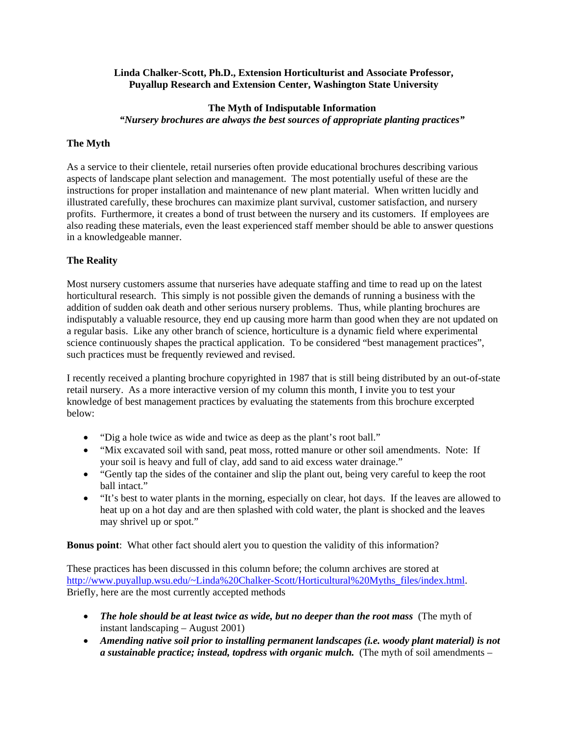**Linda Chalker-Scott, Ph.D., Extension Horticulturist and Associate Professor, Puyallup Research and Extension Center, Washington State University**

# The Myth of Indisputable Information

***"Nursery brochures are always the best sources of appropriate planting practices"***

## The Myth

As a service to their clientele, retail nurseries often provide educational brochures describing various aspects of landscape plant selection and management. The most potentially useful of these are the instructions for proper installation and maintenance of new plant material. When written lucidly and illustrated carefully, these brochures can maximize plant survival, customer satisfaction, and nursery profits. Furthermore, it creates a bond of trust between the nursery and its customers. If employees are also reading these materials, even the least experienced staff member should be able to answer questions in a knowledgeable manner.

## The Reality

Most nursery customers assume that nurseries have adequate staffing and time to read up on the latest horticultural research. This simply is not possible given the demands of running a business with the addition of sudden oak death and other serious nursery problems. Thus, while planting brochures are indisputably a valuable resource, they end up causing more harm than good when they are not updated on a regular basis. Like any other branch of science, horticulture is a dynamic field where experimental science continuously shapes the practical application. To be considered "best management practices", such practices must be frequently reviewed and revised.

I recently received a planting brochure copyrighted in 1987 that is still being distributed by an out-of-state retail nursery. As a more interactive version of my column this month, I invite you to test your knowledge of best management practices by evaluating the statements from this brochure excerpted below:

- "Dig a hole twice as wide and twice as deep as the plant's root ball."
- "Mix excavated soil with sand, peat moss, rotted manure or other soil amendments. Note: If your soil is heavy and full of clay, add sand to aid excess water drainage."
- "Gently tap the sides of the container and slip the plant out, being very careful to keep the root ball intact."
- "It's best to water plants in the morning, especially on clear, hot days. If the leaves are allowed to heat up on a hot day and are then splashed with cold water, the plant is shocked and the leaves may shrivel up or spot."

**Bonus point**: What other fact should alert you to question the validity of this information?

These practices has been discussed in this column before; the column archives are stored at http://www.puyallup.wsu.edu/~Linda%20Chalker-Scott/Horticultural%20Myths_files/index.html. Briefly, here are the most currently accepted methods

- ***The hole should be at least twice as wide, but no deeper than the root mass*** (The myth of instant landscaping – August 2001)
- ***Amending native soil prior to installing permanent landscapes (i.e. woody plant material) is not a sustainable practice; instead, topdress with organic mulch.*** (The myth of soil amendments –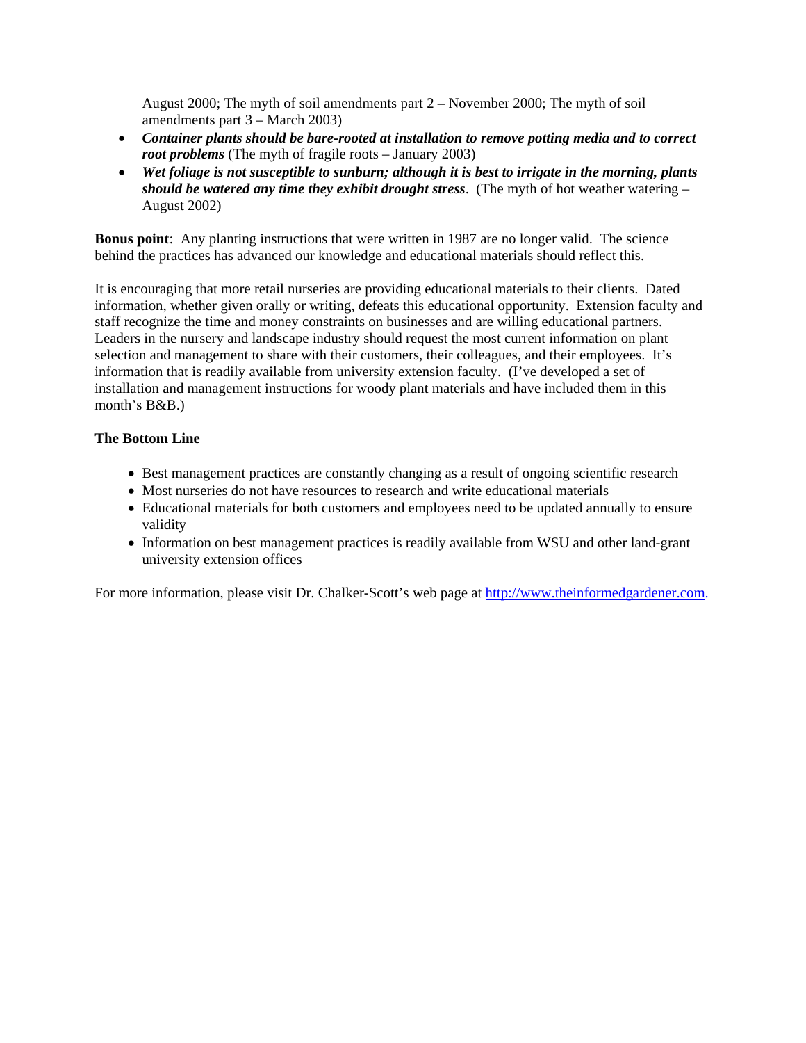August 2000; The myth of soil amendments part 2 – November 2000; The myth of soil amendments part 3 – March 2003)

- ***Container plants should be bare-rooted at installation to remove potting media and to correct root problems*** (The myth of fragile roots – January 2003)
- ***Wet foliage is not susceptible to sunburn; although it is best to irrigate in the morning, plants should be watered any time they exhibit drought stress***. (The myth of hot weather watering – August 2002)

**Bonus point**: Any planting instructions that were written in 1987 are no longer valid. The science behind the practices has advanced our knowledge and educational materials should reflect this.

It is encouraging that more retail nurseries are providing educational materials to their clients. Dated information, whether given orally or writing, defeats this educational opportunity. Extension faculty and staff recognize the time and money constraints on businesses and are willing educational partners. Leaders in the nursery and landscape industry should request the most current information on plant selection and management to share with their customers, their colleagues, and their employees. It's information that is readily available from university extension faculty. (I've developed a set of installation and management instructions for woody plant materials and have included them in this month's B&B.)

**The Bottom Line**

- Best management practices are constantly changing as a result of ongoing scientific research
- Most nurseries do not have resources to research and write educational materials
- Educational materials for both customers and employees need to be updated annually to ensure validity
- Information on best management practices is readily available from WSU and other land-grant university extension offices

For more information, please visit Dr. Chalker-Scott's web page at [http://www.theinformedgardener.com](http://www.theinformedgardener.com).